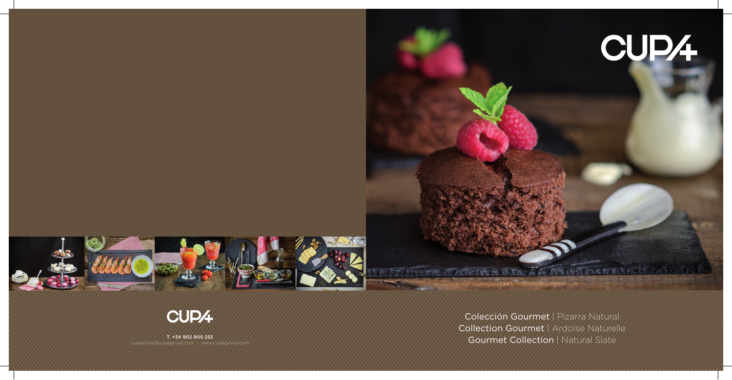CUPA

CUPA

T. +34 902 905 252
cupastore@cupagroup.com | www.cupagroup.com

Colección Gourmet | Pizarra Natural
Collection Gourmet | Ardoise Naturelle
Gourmet Collection | Natural Slate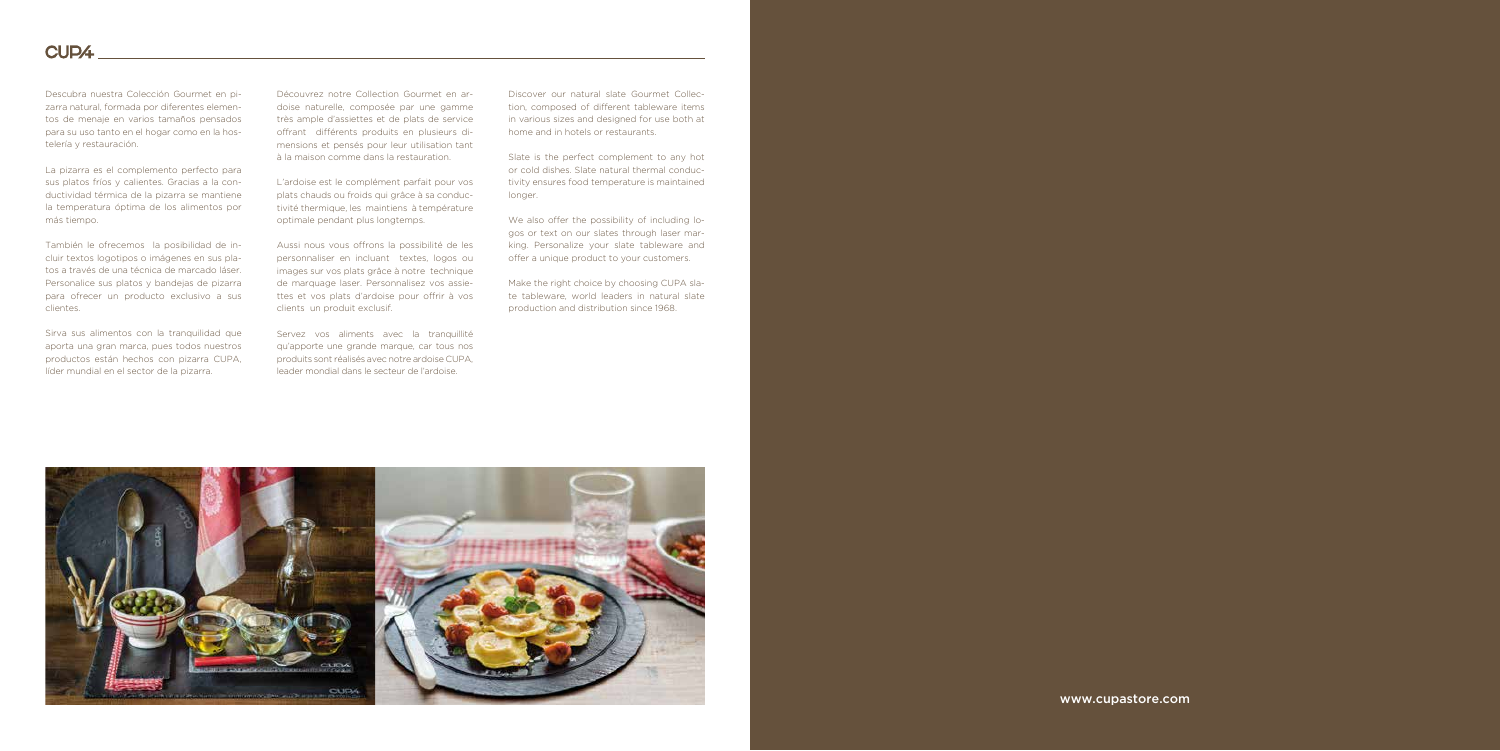# CUPA

Descubra nuestra Colección Gourmet en pizarra natural, formada por diferentes elementos de menaje en varios tamaños pensados para su uso tanto en el hogar como en la hostelería y restauración.

La pizarra es el complemento perfecto para sus platos fríos y calientes. Gracias a la conductividad térmica de la pizarra se mantiene la temperatura óptima de los alimentos por más tiempo.

También le ofrecemos la posibilidad de incluir textos logotipos o imágenes en sus platos a través de una técnica de marcado láser. Personalice sus platos y bandejas de pizarra para ofrecer un producto exclusivo a sus clientes.

Sirva sus alimentos con la tranquilidad que aporta una gran marca, pues todos nuestros productos están hechos con pizarra CUPA, líder mundial en el sector de la pizarra.

Découvrez notre Collection Gourmet en ardoise naturelle, composée par une gamme très ample d'assiettes et de plats de service offrant différents produits en plusieurs dimensions et pensés pour leur utilisation tant à la maison comme dans la restauration.

L'ardoise est le complément parfait pour vos plats chauds ou froids qui grâce à sa conductivité thermique, les maintiens à température optimale pendant plus longtemps.

Aussi nous vous offrons la possibilité de les personnaliser en incluant textes, logos ou images sur vos plats grâce à notre technique de marquage laser. Personnalisez vos assiettes et vos plats d'ardoise pour offrir à vos clients un produit exclusif.

Servez vos aliments avec la tranquillité qu'apporte une grande marque, car tous nos produits sont réalisés avec notre ardoise CUPA, leader mondial dans le secteur de l'ardoise.

Discover our natural slate Gourmet Collection, composed of different tableware items in various sizes and designed for use both at home and in hotels or restaurants.

Slate is the perfect complement to any hot or cold dishes. Slate natural thermal conductivity ensures food temperature is maintained longer.

We also offer the possibility of including logos or text on our slates through laser marking. Personalize your slate tableware and offer a unique product to your customers.

Make the right choice by choosing CUPA slate tableware, world leaders in natural slate production and distribution since 1968.

www.cupastore.com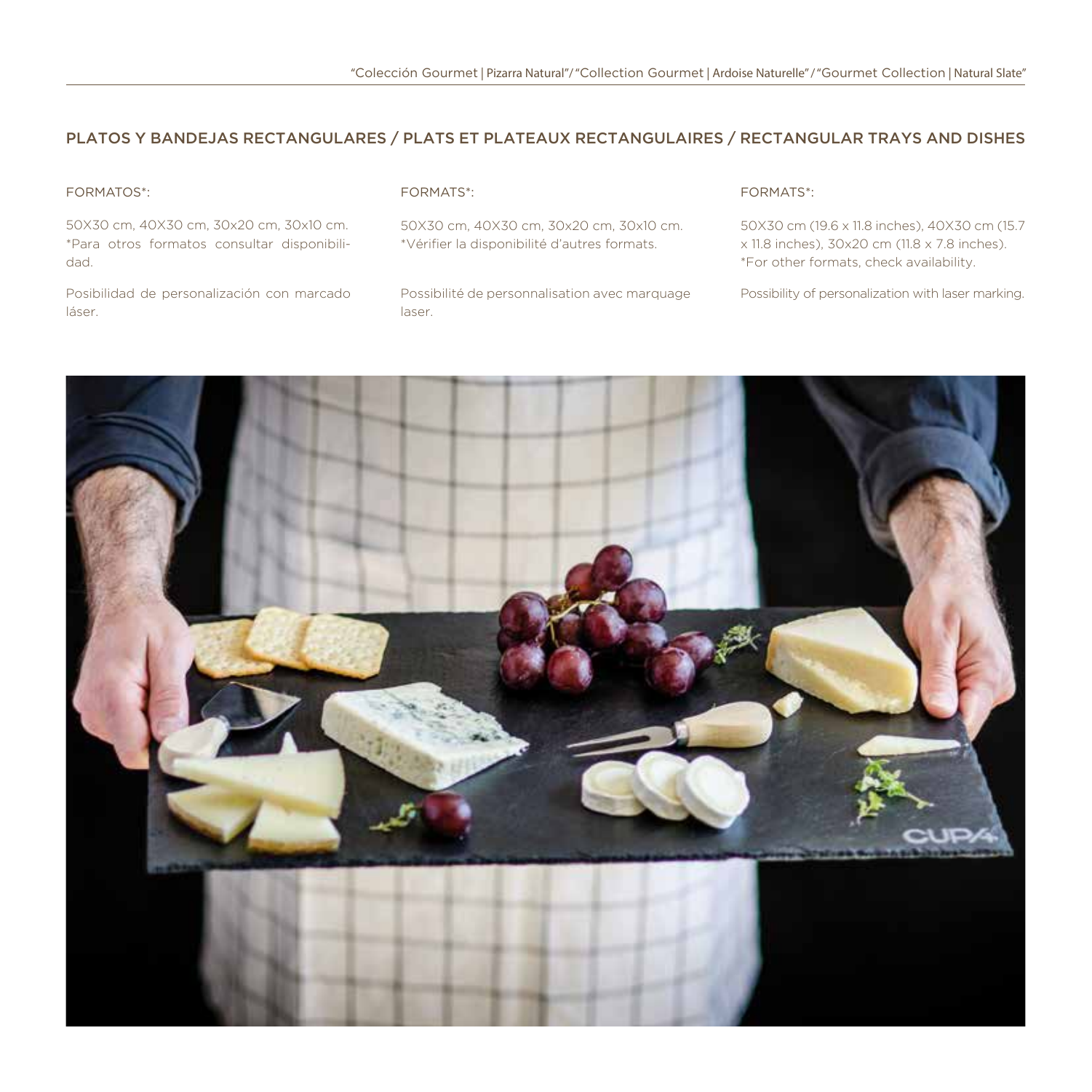## PLATOS Y BANDEJAS RECTANGULARES / PLATS ET PLATEAUX RECTANGULAIRES / RECTANGULAR TRAYS AND DISHES

FORMATOS*:

50X30 cm, 40X30 cm, 30x20 cm, 30x10 cm.
*Para otros formatos consultar disponibilidad.

Posibilidad de personalización con marcado láser.

FORMATS*:

50X30 cm, 40X30 cm, 30x20 cm, 30x10 cm.
*Vérifier la disponibilité d'autres formats.

Possibilité de personnalisation avec marquage laser.

FORMATS*:

50X30 cm (19.6 x 11.8 inches), 40X30 cm (15.7 x 11.8 inches), 30x20 cm (11.8 x 7.8 inches).
*For other formats, check availability.

Possibility of personalization with laser marking.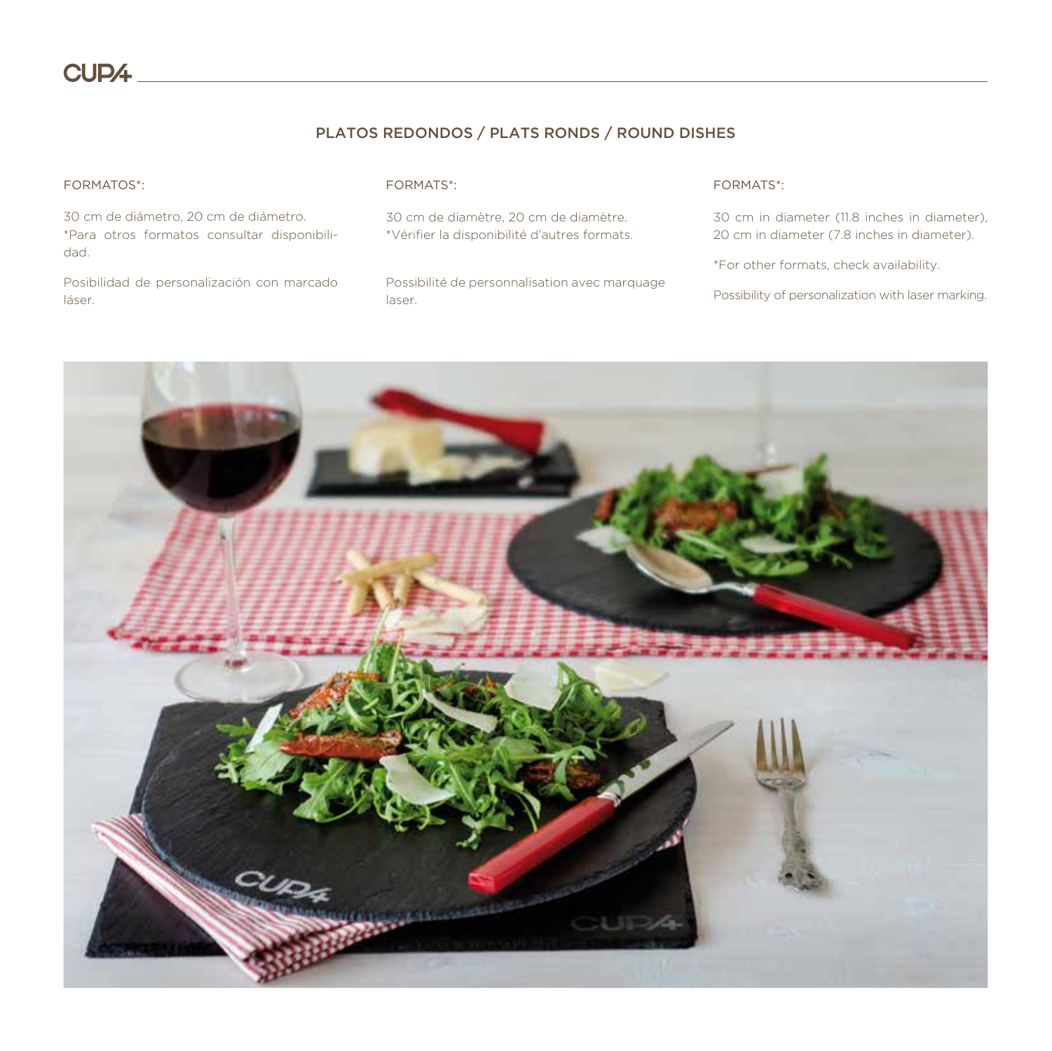## PLATOS REDONDOS / PLATS RONDS / ROUND DISHES

FORMATOS*:

30 cm de diámetro, 20 cm de diámetro.
*Para otros formatos consultar disponibilidad.

Posibilidad de personalización con marcado láser.

FORMATS*:

30 cm de diamètre, 20 cm de diamètre.
*Vérifier la disponibilité d'autres formats.

Possibilité de personnalisation avec marquage laser.

FORMATS*:

30 cm in diameter (11.8 inches in diameter), 20 cm in diameter (7.8 inches in diameter).

*For other formats, check availability.

Possibility of personalization with laser marking.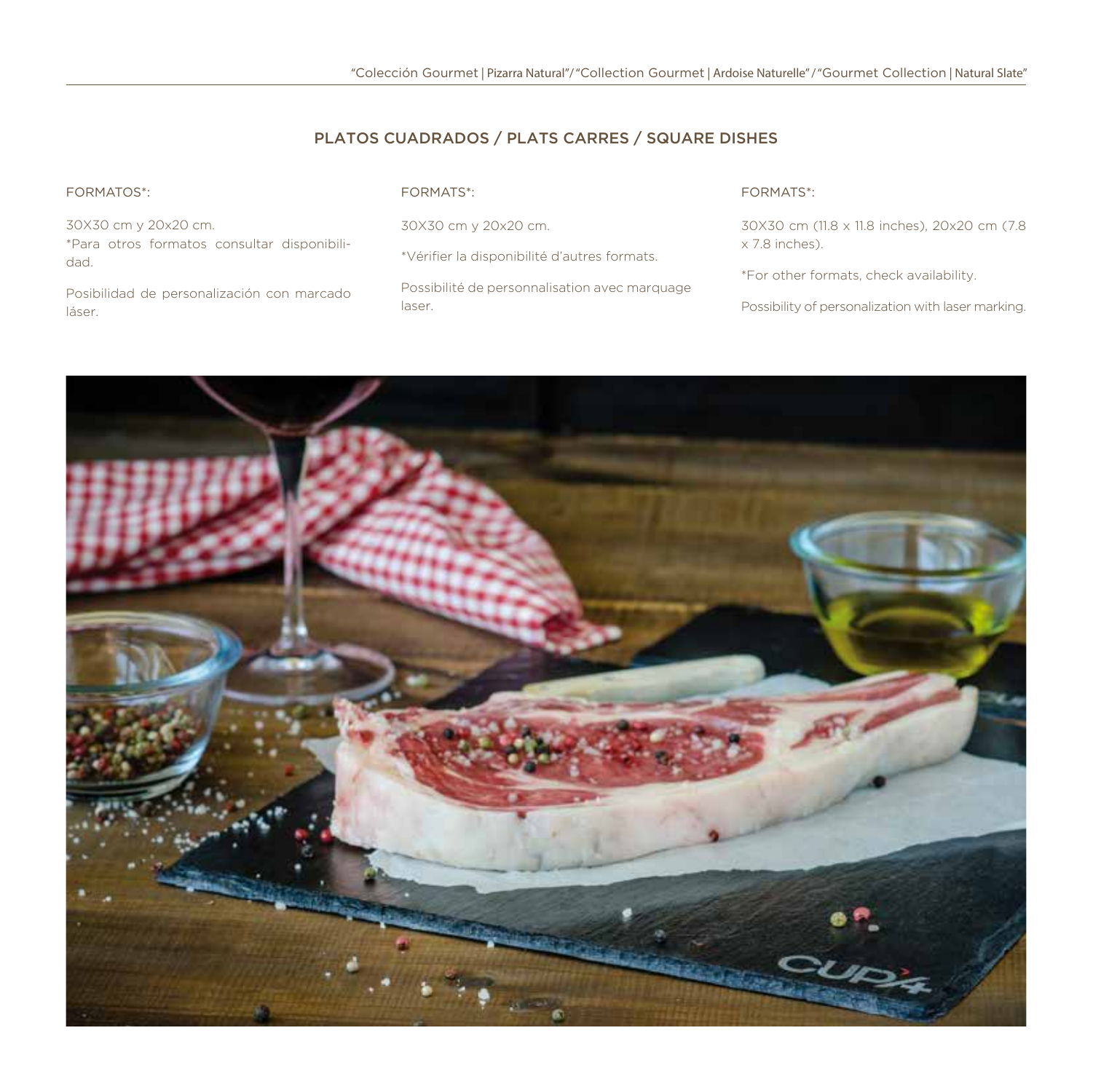## PLATOS CUADRADOS / PLATS CARRES / SQUARE DISHES

FORMATOS*:

30X30 cm y 20x20 cm.
*Para otros formatos consultar disponibilidad.

Posibilidad de personalización con marcado láser.

FORMATS*:

30X30 cm y 20x20 cm.

*Vérifier la disponibilité d'autres formats.

Possibilité de personnalisation avec marquage laser.

FORMATS*:

30X30 cm (11.8 x 11.8 inches), 20x20 cm (7.8 x 7.8 inches).

*For other formats, check availability.

Possibility of personalization with laser marking.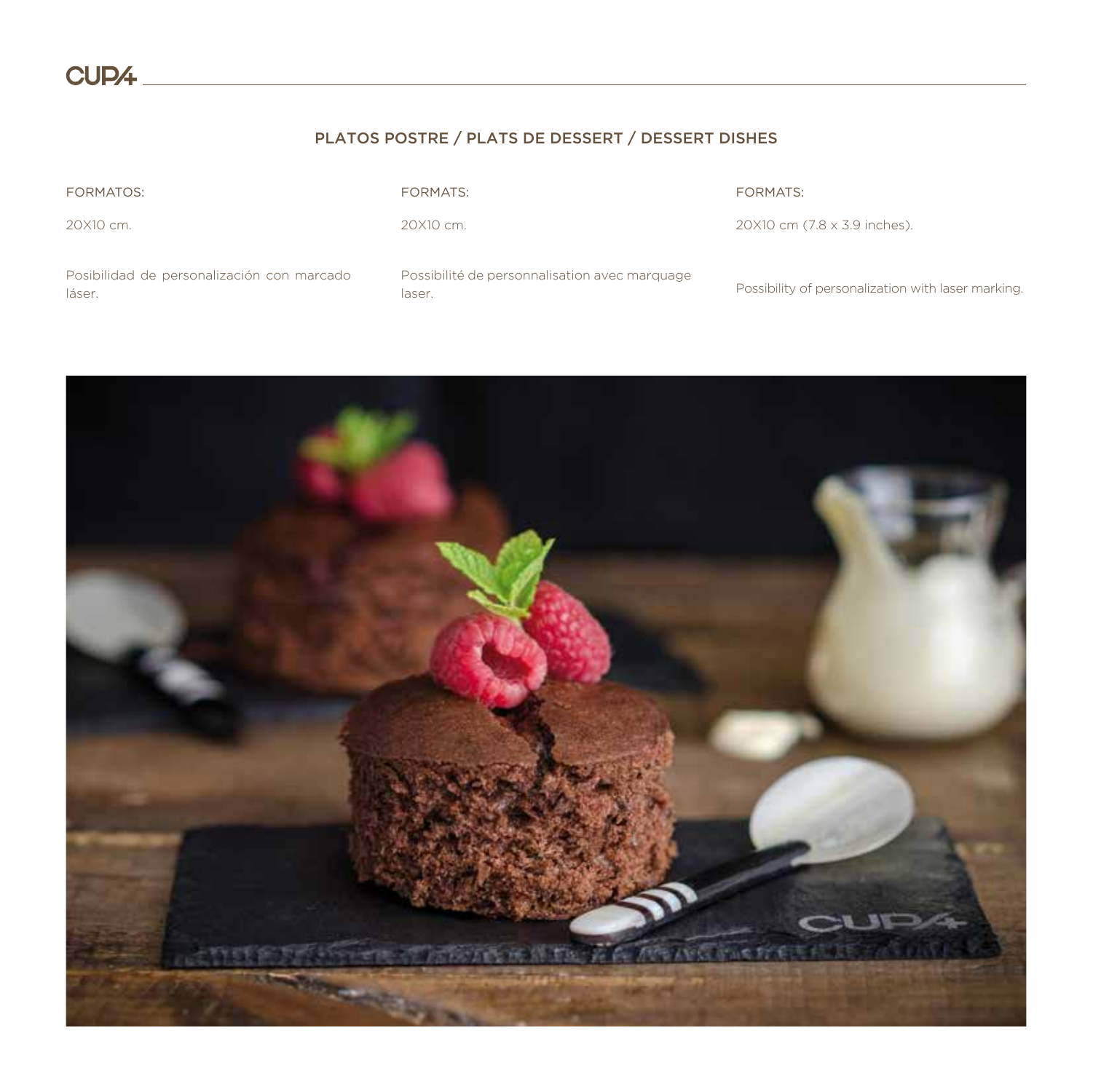## PLATOS POSTRE / PLATS DE DESSERT / DESSERT DISHES

FORMATOS:

20X10 cm.

Posibilidad de personalización con marcado láser.

FORMATS:

20X10 cm.

Possibilité de personnalisation avec marquage laser.

FORMATS:

20X10 cm (7.8 x 3.9 inches).

Possibility of personalization with laser marking.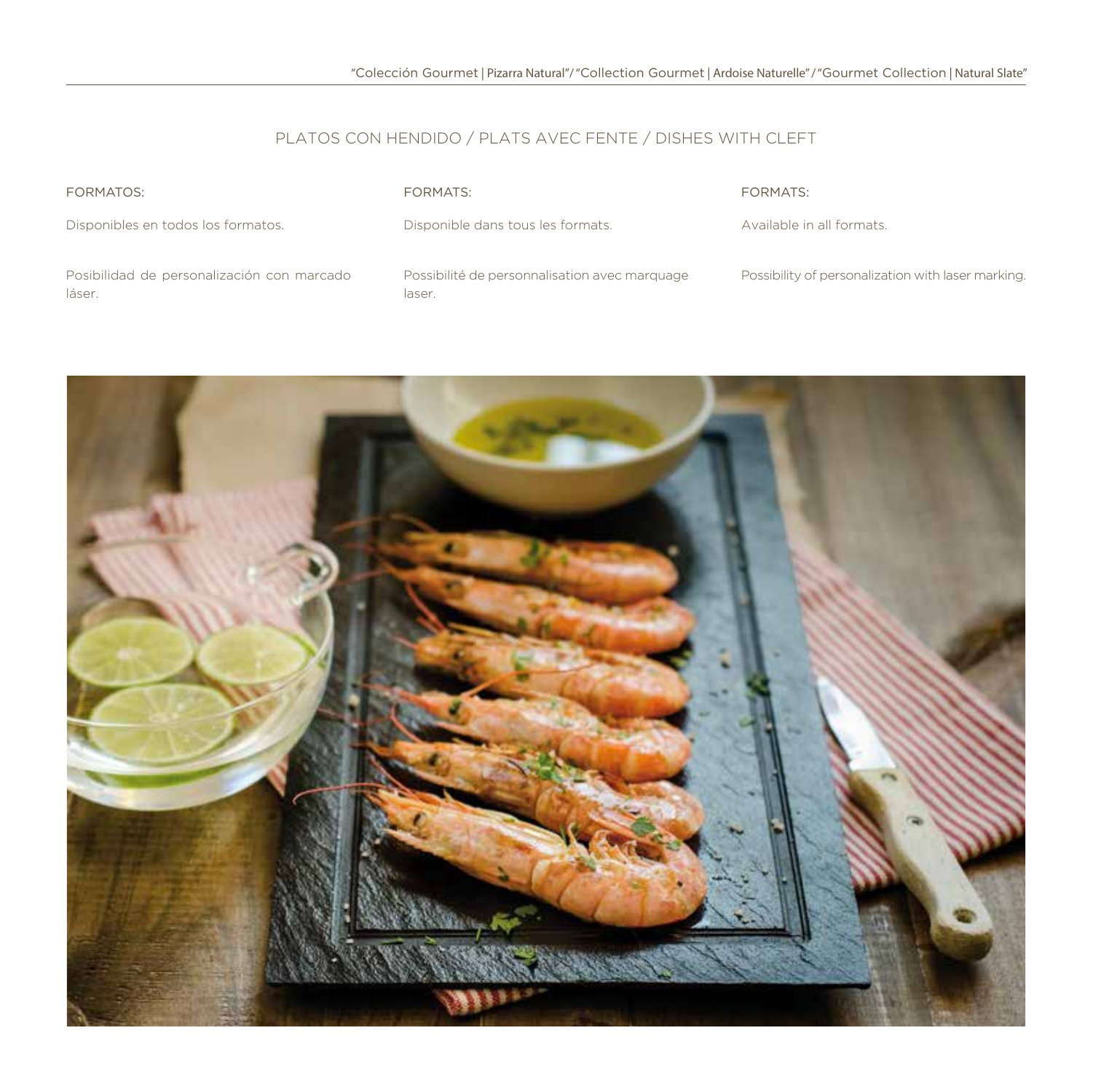## PLATOS CON HENDIDO / PLATS AVEC FENTE / DISHES WITH CLEFT

FORMATOS:

Disponibles en todos los formatos.

Posibilidad de personalización con marcado láser.

FORMATS:

Disponible dans tous les formats.

Possibilité de personnalisation avec marquage laser.

FORMATS:

Available in all formats.

Possibility of personalization with laser marking.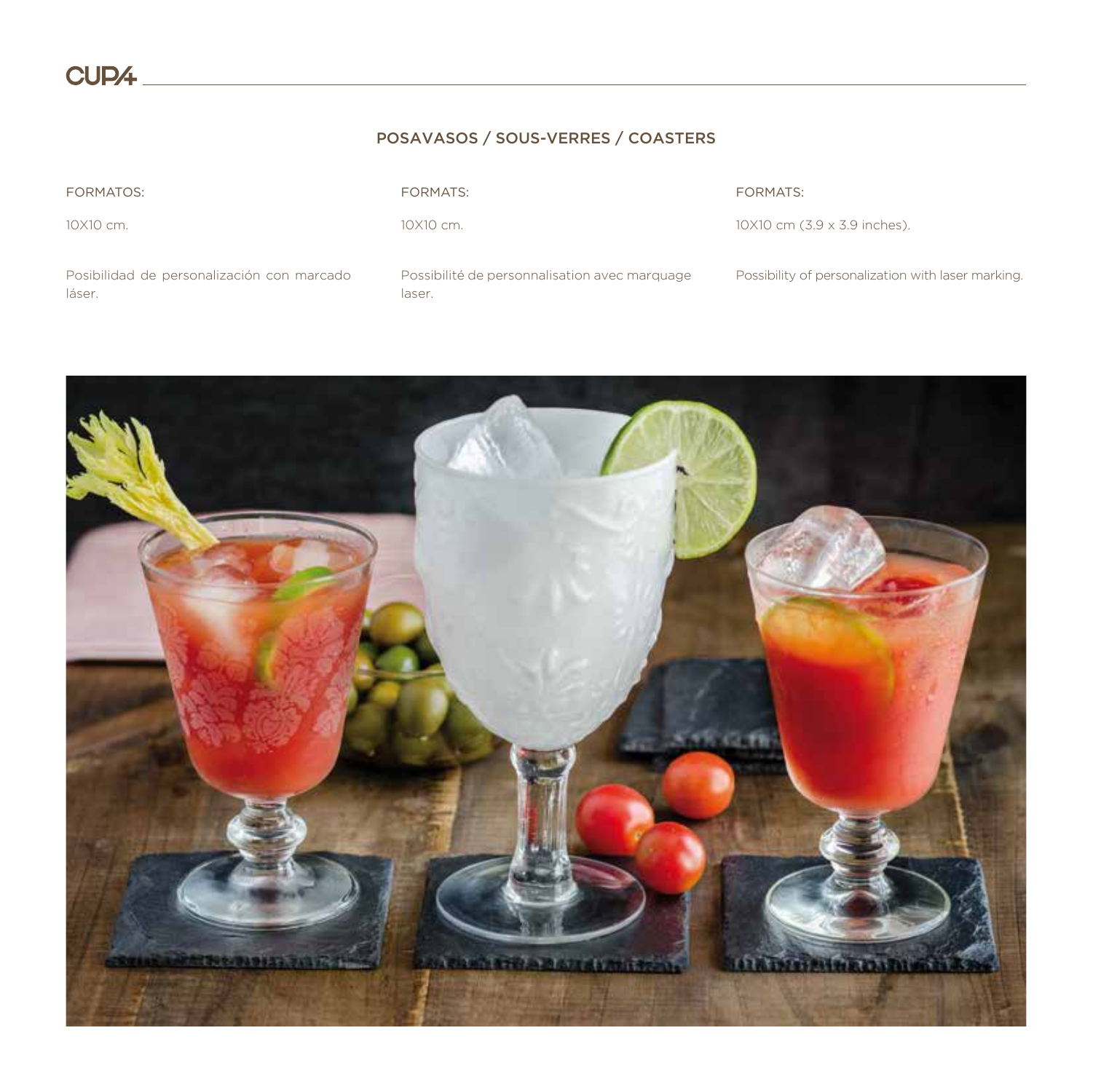## POSAVASOS / SOUS-VERRES / COASTERS

FORMATOS:

10X10 cm.

Posibilidad de personalización con marcado láser.

FORMATS:

10X10 cm.

Possibilité de personnalisation avec marquage laser.

FORMATS:

10X10 cm (3.9 x 3.9 inches).

Possibility of personalization with laser marking.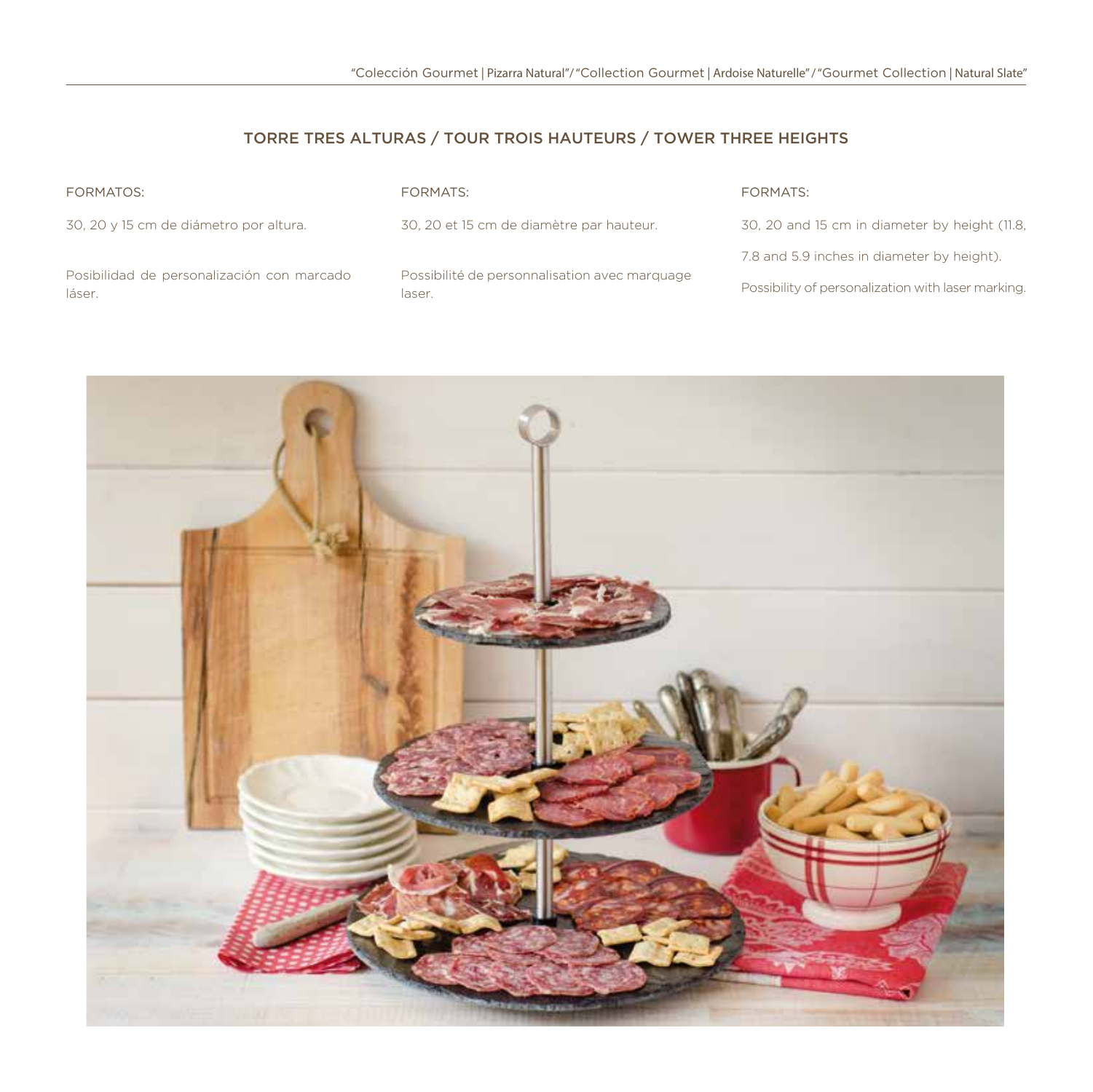## TORRE TRES ALTURAS / TOUR TROIS HAUTEURS / TOWER THREE HEIGHTS

FORMATOS:

30, 20 y 15 cm de diámetro por altura.

Posibilidad de personalización con marcado láser.

FORMATS:

30, 20 et 15 cm de diamètre par hauteur.

Possibilité de personnalisation avec marquage laser.

FORMATS:

30, 20 and 15 cm in diameter by height (11.8, 7.8 and 5.9 inches in diameter by height).

Possibility of personalization with laser marking.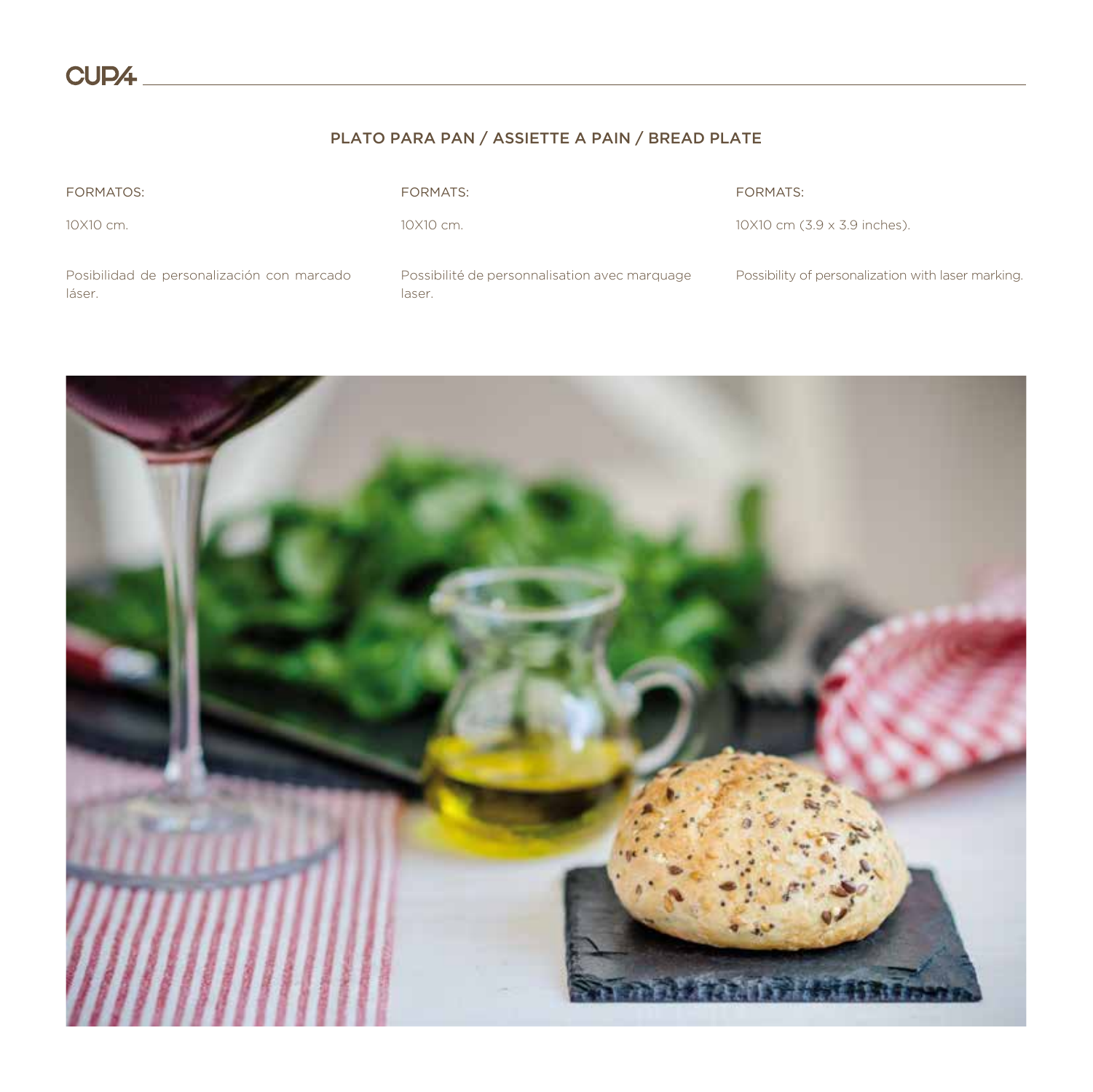## PLATO PARA PAN / ASSIETTE A PAIN / BREAD PLATE

FORMATOS:

10X10 cm.

Posibilidad de personalización con marcado láser.

FORMATS:

10X10 cm.

Possibilité de personnalisation avec marquage laser.

FORMATS:

10X10 cm (3.9 x 3.9 inches).

Possibility of personalization with laser marking.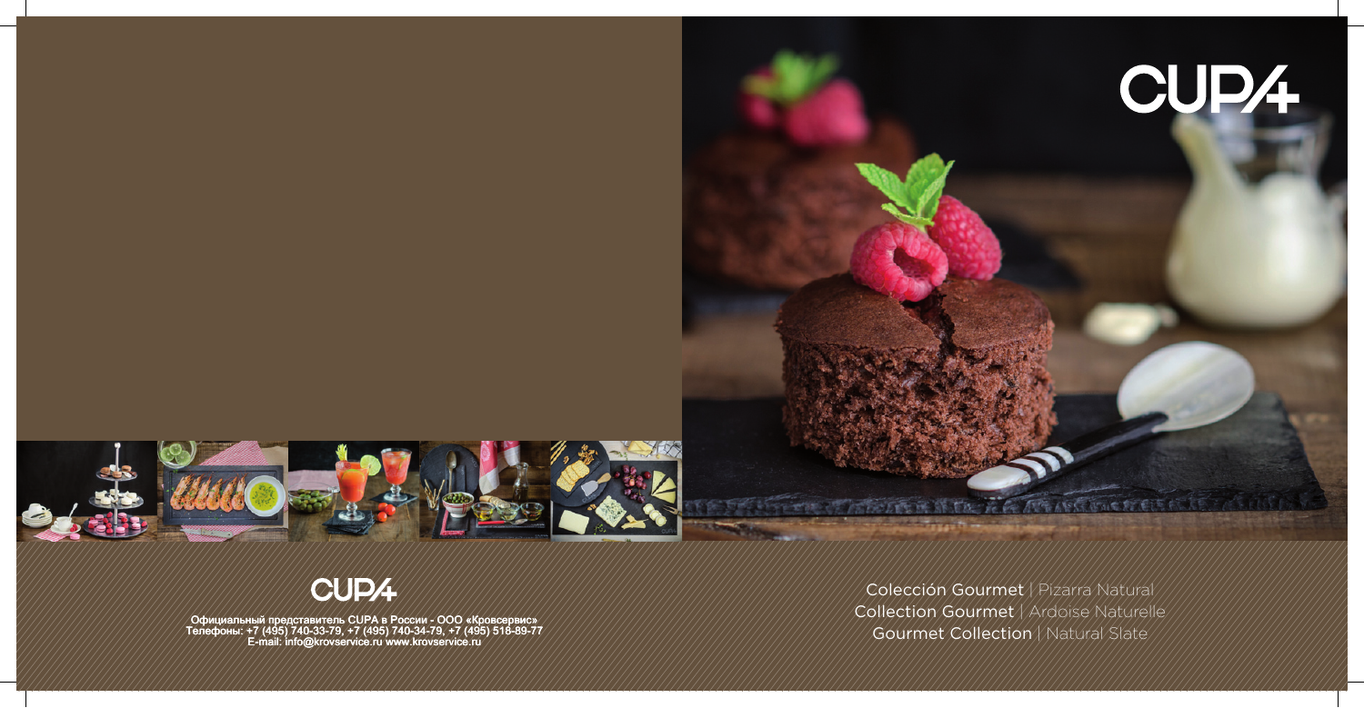CUPA

CUPA

Официальный представитель CUPA в России - ООО «Кровсервис»
Телефоны: +7 (495) 740-33-79, +7 (495) 740-34-79, +7 (495) 518-89-77
E-mail: info@krovservice.ru www.krovservice.ru

Colección Gourmet | Pizarra Natural
Collection Gourmet | Ardoise Naturelle
Gourmet Collection | Natural Slate